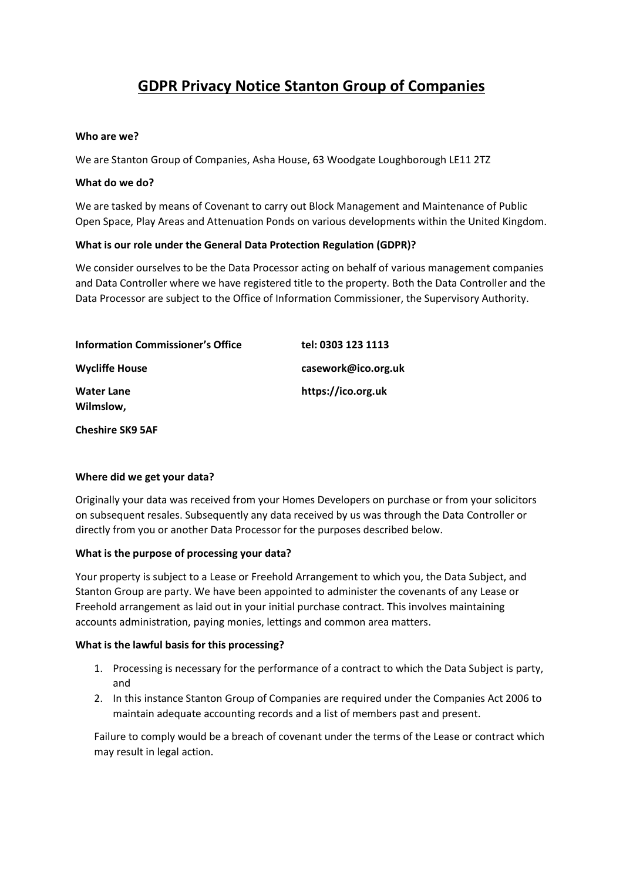# GDPR Privacy Notice Stanton Group of Companies

**Who are we?**

We are Stanton Group of Companies, Asha House, 63 Woodgate Loughborough LE11 2TZ

**What do we do?**

We are tasked by means of Covenant to carry out Block Management and Maintenance of Public Open Space, Play Areas and Attenuation Ponds on various developments within the United Kingdom.

**What is our role under the General Data Protection Regulation (GDPR)?**

We consider ourselves to be the Data Processor acting on behalf of various management companies and Data Controller where we have registered title to the property. Both the Data Controller and the Data Processor are subject to the Office of Information Commissioner, the Supervisory Authority.

**Information Commissioner's Office**
**Wycliffe House**
**Water Lane**
**Wilmslow,**
**Cheshire SK9 5AF**

**tel: 0303 123 1113**
**casework@ico.org.uk**
**https://ico.org.uk**

**Where did we get your data?**

Originally your data was received from your Homes Developers on purchase or from your solicitors on subsequent resales. Subsequently any data received by us was through the Data Controller or directly from you or another Data Processor for the purposes described below.

**What is the purpose of processing your data?**

Your property is subject to a Lease or Freehold Arrangement to which you, the Data Subject, and Stanton Group are party. We have been appointed to administer the covenants of any Lease or Freehold arrangement as laid out in your initial purchase contract. This involves maintaining accounts administration, paying monies, lettings and common area matters.

**What is the lawful basis for this processing?**

1. Processing is necessary for the performance of a contract to which the Data Subject is party, and
2. In this instance Stanton Group of Companies are required under the Companies Act 2006 to maintain adequate accounting records and a list of members past and present.

Failure to comply would be a breach of covenant under the terms of the Lease or contract which may result in legal action.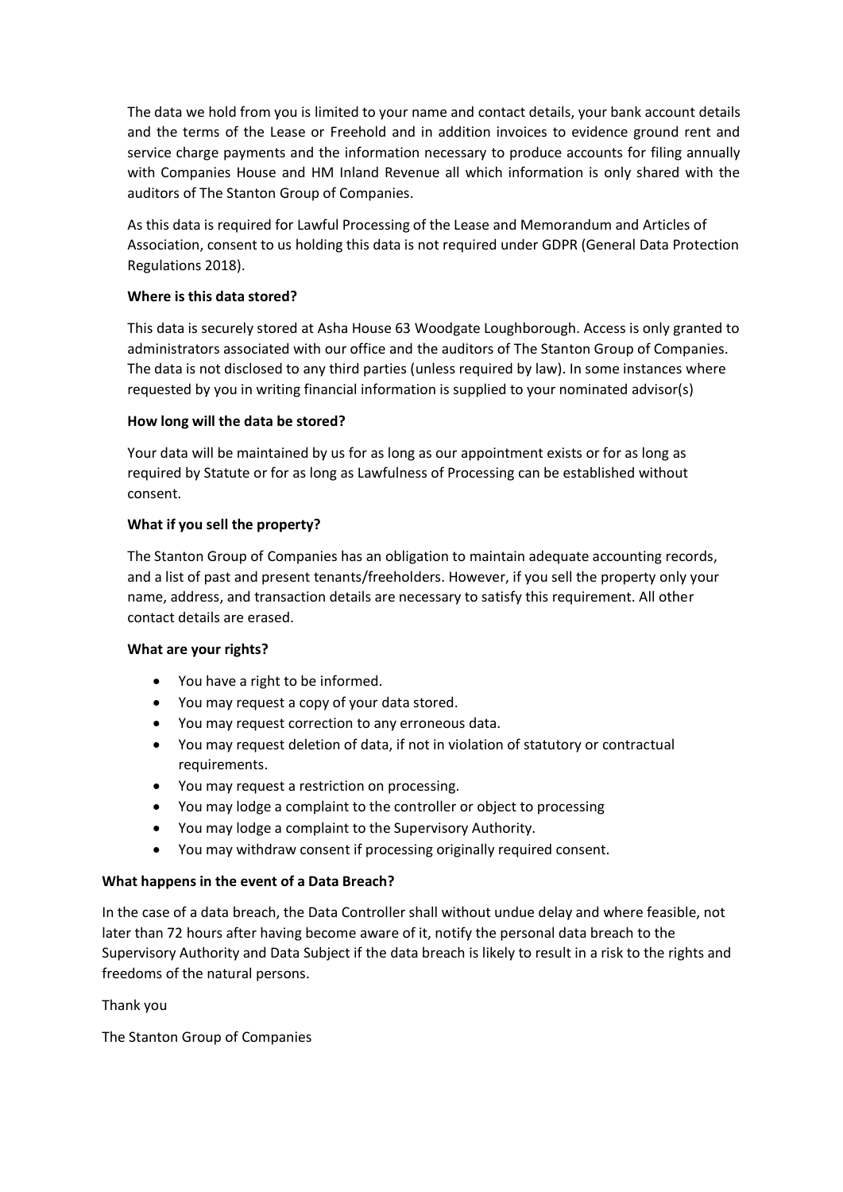The data we hold from you is limited to your name and contact details, your bank account details and the terms of the Lease or Freehold and in addition invoices to evidence ground rent and service charge payments and the information necessary to produce accounts for filing annually with Companies House and HM Inland Revenue all which information is only shared with the auditors of The Stanton Group of Companies.

As this data is required for Lawful Processing of the Lease and Memorandum and Articles of Association, consent to us holding this data is not required under GDPR (General Data Protection Regulations 2018).

**Where is this data stored?**

This data is securely stored at Asha House 63 Woodgate Loughborough. Access is only granted to administrators associated with our office and the auditors of The Stanton Group of Companies. The data is not disclosed to any third parties (unless required by law). In some instances where requested by you in writing financial information is supplied to your nominated advisor(s)

**How long will the data be stored?**

Your data will be maintained by us for as long as our appointment exists or for as long as required by Statute or for as long as Lawfulness of Processing can be established without consent.

**What if you sell the property?**

The Stanton Group of Companies has an obligation to maintain adequate accounting records, and a list of past and present tenants/freeholders. However, if you sell the property only your name, address, and transaction details are necessary to satisfy this requirement. All other contact details are erased.

**What are your rights?**

- You have a right to be informed.
- You may request a copy of your data stored.
- You may request correction to any erroneous data.
- You may request deletion of data, if not in violation of statutory or contractual requirements.
- You may request a restriction on processing.
- You may lodge a complaint to the controller or object to processing
- You may lodge a complaint to the Supervisory Authority.
- You may withdraw consent if processing originally required consent.

**What happens in the event of a Data Breach?**

In the case of a data breach, the Data Controller shall without undue delay and where feasible, not later than 72 hours after having become aware of it, notify the personal data breach to the Supervisory Authority and Data Subject if the data breach is likely to result in a risk to the rights and freedoms of the natural persons.

Thank you

The Stanton Group of Companies